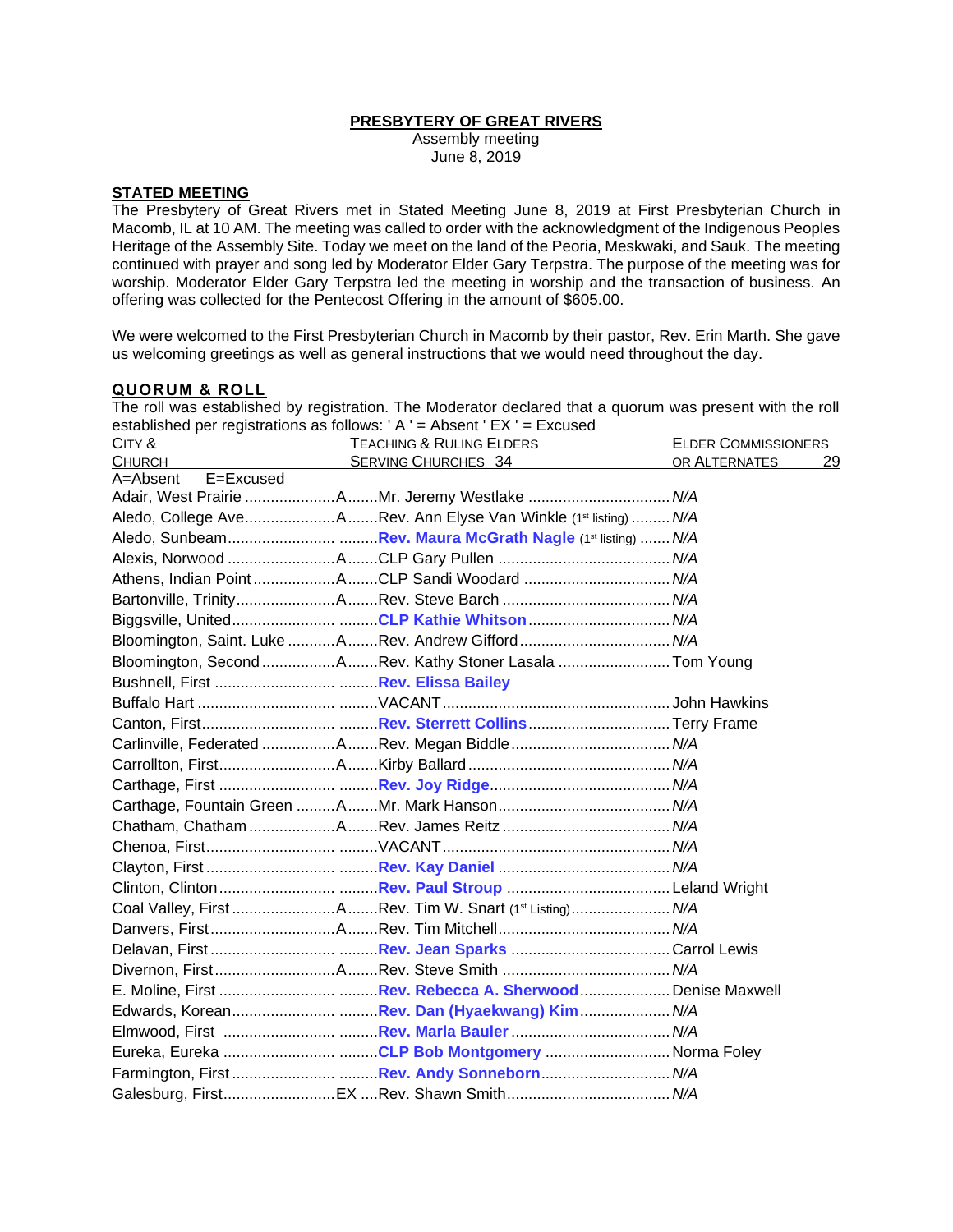**PRESBYTERY OF GREAT RIVERS**

Assembly meeting
June 8, 2019

**STATED MEETING**

The Presbytery of Great Rivers met in Stated Meeting June 8, 2019 at First Presbyterian Church in Macomb, IL at 10 AM. The meeting was called to order with the acknowledgment of the Indigenous Peoples Heritage of the Assembly Site. Today we meet on the land of the Peoria, Meskwaki, and Sauk. The meeting continued with prayer and song led by Moderator Elder Gary Terpstra. The purpose of the meeting was for worship. Moderator Elder Gary Terpstra led the meeting in worship and the transaction of business. An offering was collected for the Pentecost Offering in the amount of $605.00.

We were welcomed to the First Presbyterian Church in Macomb by their pastor, Rev. Erin Marth. She gave us welcoming greetings as well as general instructions that we would need throughout the day.

**QUORUM & ROLL**

The roll was established by registration. The Moderator declared that a quorum was present with the roll established per registrations as follows: ' A ' = Absent ' EX ' = Excused

A=Absent E=Excused

| City & Church | | Teaching & Ruling Elders Serving Churches 34 | Elder Commissioners or Alternates 29 |
|---|---|---|---|
| Adair, West Prairie | A | Mr. Jeremy Westlake | *N/A* |
| Aledo, College Ave | A | Rev. Ann Elyse Van Winkle (1st listing) | *N/A* |
| Aledo, Sunbeam | | **Rev. Maura McGrath Nagle** (1st listing) | *N/A* |
| Alexis, Norwood | A | CLP Gary Pullen | *N/A* |
| Athens, Indian Point | A | CLP Sandi Woodard | *N/A* |
| Bartonville, Trinity | A | Rev. Steve Barch | *N/A* |
| Biggsville, United | | **CLP Kathie Whitson** | *N/A* |
| Bloomington, Saint. Luke | A | Rev. Andrew Gifford | *N/A* |
| Bloomington, Second | A | Rev. Kathy Stoner Lasala | Tom Young |
| Bushnell, First | | **Rev. Elissa Bailey** | |
| Buffalo Hart | | VACANT | John Hawkins |
| Canton, First | | **Rev. Sterrett Collins** | Terry Frame |
| Carlinville, Federated | A | Rev. Megan Biddle | *N/A* |
| Carrollton, First | A | Kirby Ballard | *N/A* |
| Carthage, First | | **Rev. Joy Ridge** | *N/A* |
| Carthage, Fountain Green | A | Mr. Mark Hanson | *N/A* |
| Chatham, Chatham | A | Rev. James Reitz | *N/A* |
| Chenoa, First | | VACANT | *N/A* |
| Clayton, First | | **Rev. Kay Daniel** | *N/A* |
| Clinton, Clinton | | **Rev. Paul Stroup** | Leland Wright |
| Coal Valley, First | A | Rev. Tim W. Snart (1st Listing) | *N/A* |
| Danvers, First | A | Rev. Tim Mitchell | *N/A* |
| Delavan, First | | **Rev. Jean Sparks** | Carrol Lewis |
| Divernon, First | A | Rev. Steve Smith | *N/A* |
| E. Moline, First | | **Rev. Rebecca A. Sherwood** | Denise Maxwell |
| Edwards, Korean | | **Rev. Dan (Hyaekwang) Kim** | *N/A* |
| Elmwood, First | | **Rev. Marla Bauler** | *N/A* |
| Eureka, Eureka | | **CLP Bob Montgomery** | Norma Foley |
| Farmington, First | | **Rev. Andy Sonneborn** | *N/A* |
| Galesburg, First | EX | Rev. Shawn Smith | *N/A* |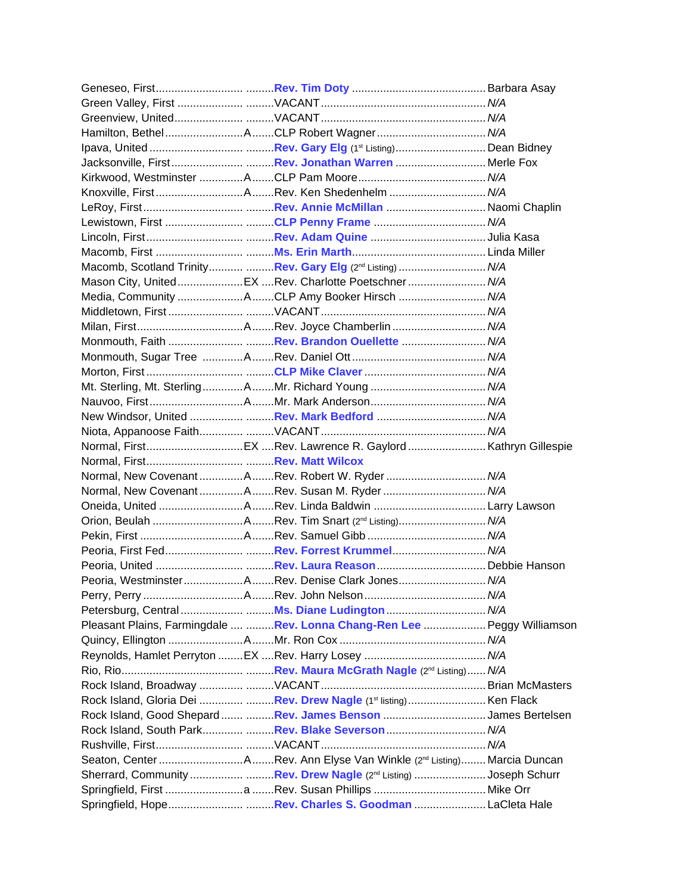Geneseo, First........................... .........**Rev. Tim Doty** .......................................... Barbara Asay
Green Valley, First ..................... .........VACANT..................................................... *N/A*
Greenview, United...................... .........VACANT..................................................... *N/A*
Hamilton, Bethel.........................A.......CLP Robert Wagner..................................... *N/A*
Ipava, United ............................. .........**Rev. Gary Elg** (1st Listing)............................ Dean Bidney
Jacksonville, First ...................... .........**Rev. Jonathan Warren** ............................ Merle Fox
Kirkwood, Westminster ..............A.......CLP Pam Moore........................................ *N/A*
Knoxville, First ............................A.......Rev. Ken Shedenhelm .............................. *N/A*
LeRoy, First................................ .........**Rev. Annie McMillan** ............................... Naomi Chaplin
Lewistown, First ......................... .........**CLP Penny Frame** .................................. *N/A*
Lincoln, First............................... .........**Rev. Adam Quine** .................................... Julia Kasa
Macomb, First ............................ .........**Ms. Erin Marth**.......................................... Linda Miller
Macomb, Scotland Trinity........... .........**Rev. Gary Elg** (2nd Listing) ........................... *N/A*
Mason City, United.....................EX ....Rev. Charlotte Poetschner........................ *N/A*
Media, Community .....................A.......CLP Amy Booker Hirsch ........................... *N/A*
Middletown, First ....................... .........VACANT..................................................... *N/A*
Milan, First..................................A.......Rev. Joyce Chamberlin ............................. *N/A*
Monmouth, Faith ....................... .........**Rev. Brandon Ouellette** .......................... *N/A*
Monmouth, Sugar Tree .............A.......Rev. Daniel Ott.......................................... *N/A*
Morton, First .............................. .........**CLP Mike Claver** ...................................... *N/A*
Mt. Sterling, Mt. Sterling.............A.......Mr. Richard Young .................................... *N/A*
Nauvoo, First..............................A.......Mr. Mark Anderson.................................... *N/A*
New Windsor, United ................ .........**Rev. Mark Bedford** .................................. *N/A*
Niota, Appanoose Faith............. .........VACANT..................................................... *N/A*
Normal, First...............................EX ....Rev. Lawrence R. Gaylord ........................ Kathryn Gillespie
Normal, First.............................. .........**Rev. Matt Wilcox**
Normal, New Covenant .............A.......Rev. Robert W. Ryder ............................... *N/A*
Normal, New Covenant .............A.......Rev. Susan M. Ryder ................................ *N/A*
Oneida, United ...........................A.......Rev. Linda Baldwin ................................... Larry Lawson
Orion, Beulah .............................A.......Rev. Tim Snart (2nd Listing)........................... *N/A*
Pekin, First .................................A.......Rev. Samuel Gibb ..................................... *N/A*
Peoria, First Fed........................ .........**Rev. Forrest Krummel**............................. *N/A*
Peoria, United ........................... .........**Rev. Laura Reason**.................................. Debbie Hanson
Peoria, Westminster...................A.......Rev. Denise Clark Jones........................... *N/A*
Perry, Perry ................................A.......Rev. John Nelson...................................... *N/A*
Petersburg, Central ................... .........**Ms. Diane Ludington**............................... *N/A*
Pleasant Plains, Farmingdale .... .........**Rev. Lonna Chang-Ren Lee** ................... Peggy Williamson
Quincy, Ellington ........................A.......Mr. Ron Cox .............................................. *N/A*
Reynolds, Hamlet Perryton ........EX ....Rev. Harry Losey ...................................... *N/A*
Rio, Rio...................................... .........**Rev. Maura McGrath Nagle** (2nd Listing)...... *N/A*
Rock Island, Broadway ............. .........VACANT..................................................... Brian McMasters
Rock Island, Gloria Dei ............. .........**Rev. Drew Nagle** (1st listing)......................... Ken Flack
Rock Island, Good Shepard....... .........**Rev. James Benson** ................................ James Bertelsen
Rock Island, South Park............ .........**Rev. Blake Severson**............................... *N/A*
Rushville, First........................... .........VACANT..................................................... *N/A*
Seaton, Center ...........................A.......Rev. Ann Elyse Van Winkle (2nd Listing)........ Marcia Duncan
Sherrard, Community ................ .........**Rev. Drew Nagle** (2nd Listing) ....................... Joseph Schurr
Springfield, First .........................a .......Rev. Susan Phillips ................................... Mike Orr
Springfield, Hope....................... .........**Rev. Charles S. Goodman** ...................... LaCleta Hale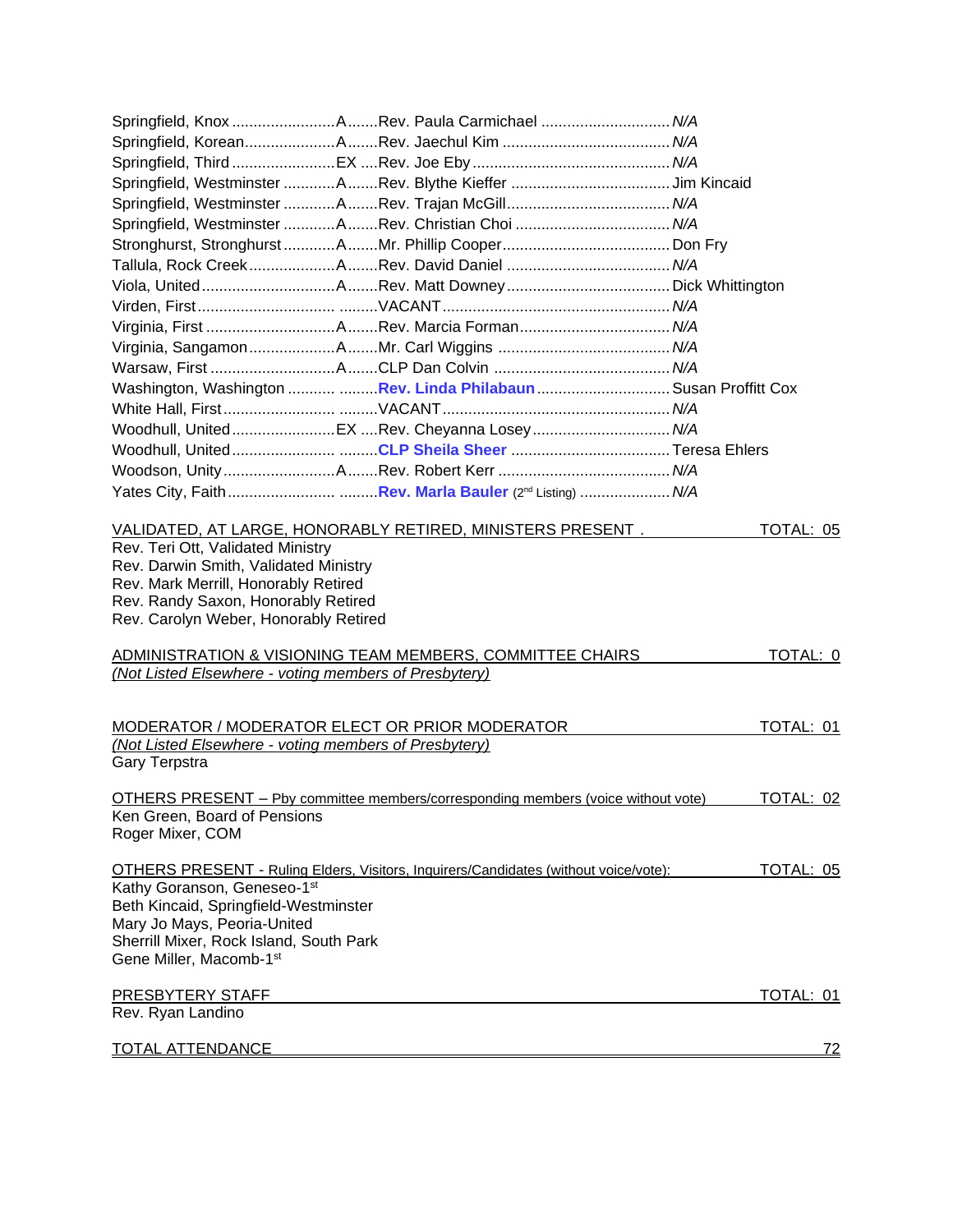| Church | Status | Minister | Elder |
|---|---|---|---|
| Springfield, Knox | A | Rev. Paula Carmichael | *N/A* |
| Springfield, Korean | A | Rev. Jaechul Kim | *N/A* |
| Springfield, Third | EX | Rev. Joe Eby | *N/A* |
| Springfield, Westminster | A | Rev. Blythe Kieffer | Jim Kincaid |
| Springfield, Westminster | A | Rev. Trajan McGill | *N/A* |
| Springfield, Westminster | A | Rev. Christian Choi | *N/A* |
| Stronghurst, Stronghurst | A | Mr. Phillip Cooper | Don Fry |
| Tallula, Rock Creek | A | Rev. David Daniel | *N/A* |
| Viola, United | A | Rev. Matt Downey | Dick Whittington |
| Virden, First | | VACANT | *N/A* |
| Virginia, First | A | Rev. Marcia Forman | *N/A* |
| Virginia, Sangamon | A | Mr. Carl Wiggins | *N/A* |
| Warsaw, First | A | CLP Dan Colvin | *N/A* |
| Washington, Washington | | **Rev. Linda Philabaun** | Susan Proffitt Cox |
| White Hall, First | | VACANT | *N/A* |
| Woodhull, United | EX | Rev. Cheyanna Losey | *N/A* |
| Woodhull, United | | **CLP Sheila Sheer** | Teresa Ehlers |
| Woodson, Unity | A | Rev. Robert Kerr | *N/A* |
| Yates City, Faith | | **Rev. Marla Bauler** (2nd Listing) | *N/A* |

VALIDATED, AT LARGE, HONORABLY RETIRED, MINISTERS PRESENT . — TOTAL: 05

Rev. Teri Ott, Validated Ministry
Rev. Darwin Smith, Validated Ministry
Rev. Mark Merrill, Honorably Retired
Rev. Randy Saxon, Honorably Retired
Rev. Carolyn Weber, Honorably Retired

ADMINISTRATION & VISIONING TEAM MEMBERS, COMMITTEE CHAIRS — TOTAL: 0

*(Not Listed Elsewhere - voting members of Presbytery)*

MODERATOR / MODERATOR ELECT OR PRIOR MODERATOR — TOTAL: 01

*(Not Listed Elsewhere - voting members of Presbytery)*

Gary Terpstra

OTHERS PRESENT – Pby committee members/corresponding members (voice without vote) — TOTAL: 02

Ken Green, Board of Pensions
Roger Mixer, COM

OTHERS PRESENT - Ruling Elders, Visitors, Inquirers/Candidates (without voice/vote): — TOTAL: 05

Kathy Goranson, Geneseo-1st
Beth Kincaid, Springfield-Westminster
Mary Jo Mays, Peoria-United
Sherrill Mixer, Rock Island, South Park
Gene Miller, Macomb-1st

PRESBYTERY STAFF — TOTAL: 01

Rev. Ryan Landino

TOTAL ATTENDANCE — 72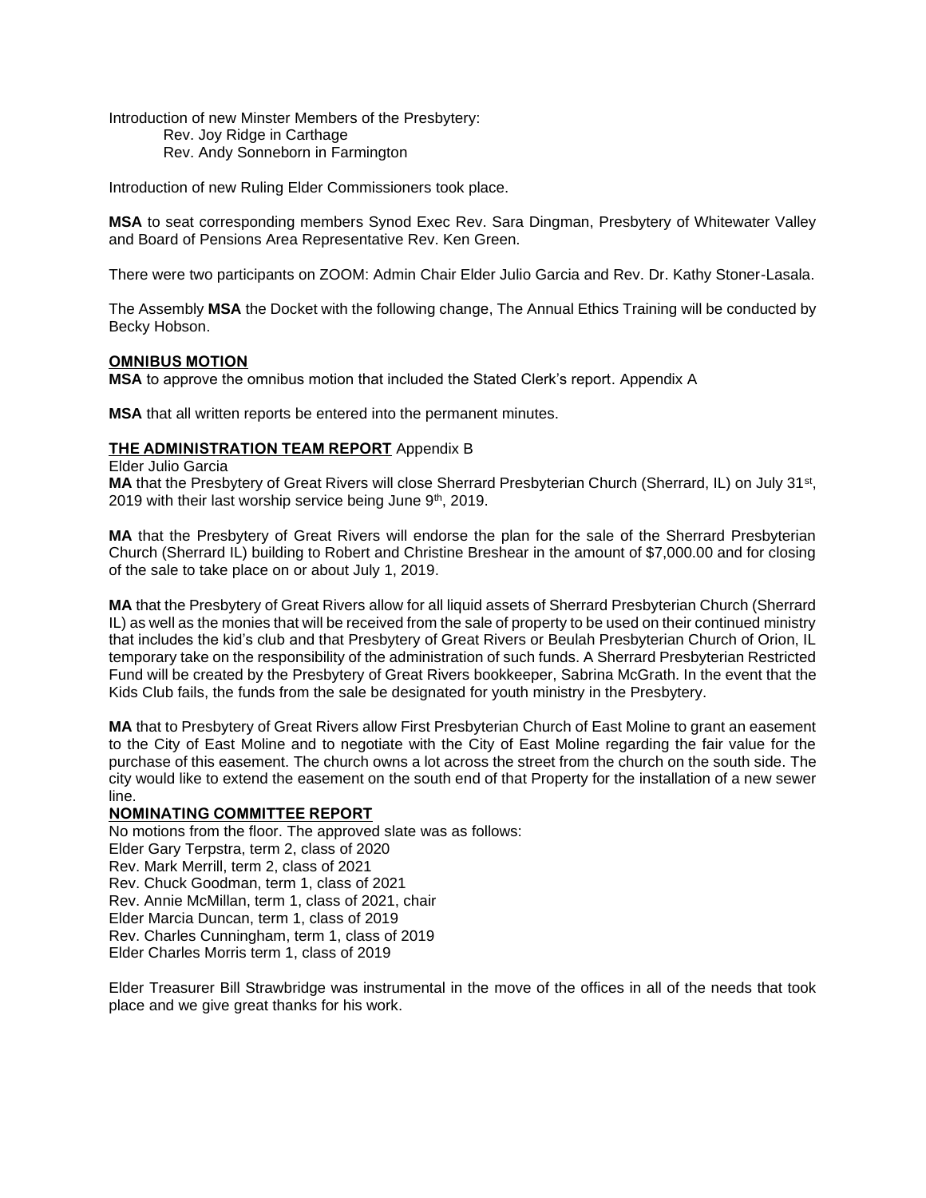Introduction of new Minster Members of the Presbytery:

Rev. Joy Ridge in Carthage
Rev. Andy Sonneborn in Farmington

Introduction of new Ruling Elder Commissioners took place.

**MSA** to seat corresponding members Synod Exec Rev. Sara Dingman, Presbytery of Whitewater Valley and Board of Pensions Area Representative Rev. Ken Green.

There were two participants on ZOOM: Admin Chair Elder Julio Garcia and Rev. Dr. Kathy Stoner-Lasala.

The Assembly **MSA** the Docket with the following change, The Annual Ethics Training will be conducted by Becky Hobson.

**OMNIBUS MOTION**

**MSA** to approve the omnibus motion that included the Stated Clerk's report. Appendix A

**MSA** that all written reports be entered into the permanent minutes.

**THE ADMINISTRATION TEAM REPORT** Appendix B

Elder Julio Garcia

**MA** that the Presbytery of Great Rivers will close Sherrard Presbyterian Church (Sherrard, IL) on July 31st, 2019 with their last worship service being June 9th, 2019.

**MA** that the Presbytery of Great Rivers will endorse the plan for the sale of the Sherrard Presbyterian Church (Sherrard IL) building to Robert and Christine Breshear in the amount of $7,000.00 and for closing of the sale to take place on or about July 1, 2019.

**MA** that the Presbytery of Great Rivers allow for all liquid assets of Sherrard Presbyterian Church (Sherrard IL) as well as the monies that will be received from the sale of property to be used on their continued ministry that includes the kid's club and that Presbytery of Great Rivers or Beulah Presbyterian Church of Orion, IL temporary take on the responsibility of the administration of such funds. A Sherrard Presbyterian Restricted Fund will be created by the Presbytery of Great Rivers bookkeeper, Sabrina McGrath. In the event that the Kids Club fails, the funds from the sale be designated for youth ministry in the Presbytery.

**MA** that to Presbytery of Great Rivers allow First Presbyterian Church of East Moline to grant an easement to the City of East Moline and to negotiate with the City of East Moline regarding the fair value for the purchase of this easement. The church owns a lot across the street from the church on the south side. The city would like to extend the easement on the south end of that Property for the installation of a new sewer line.

**NOMINATING COMMITTEE REPORT**

No motions from the floor. The approved slate was as follows:
Elder Gary Terpstra, term 2, class of 2020
Rev. Mark Merrill, term 2, class of 2021
Rev. Chuck Goodman, term 1, class of 2021
Rev. Annie McMillan, term 1, class of 2021, chair
Elder Marcia Duncan, term 1, class of 2019
Rev. Charles Cunningham, term 1, class of 2019
Elder Charles Morris term 1, class of 2019

Elder Treasurer Bill Strawbridge was instrumental in the move of the offices in all of the needs that took place and we give great thanks for his work.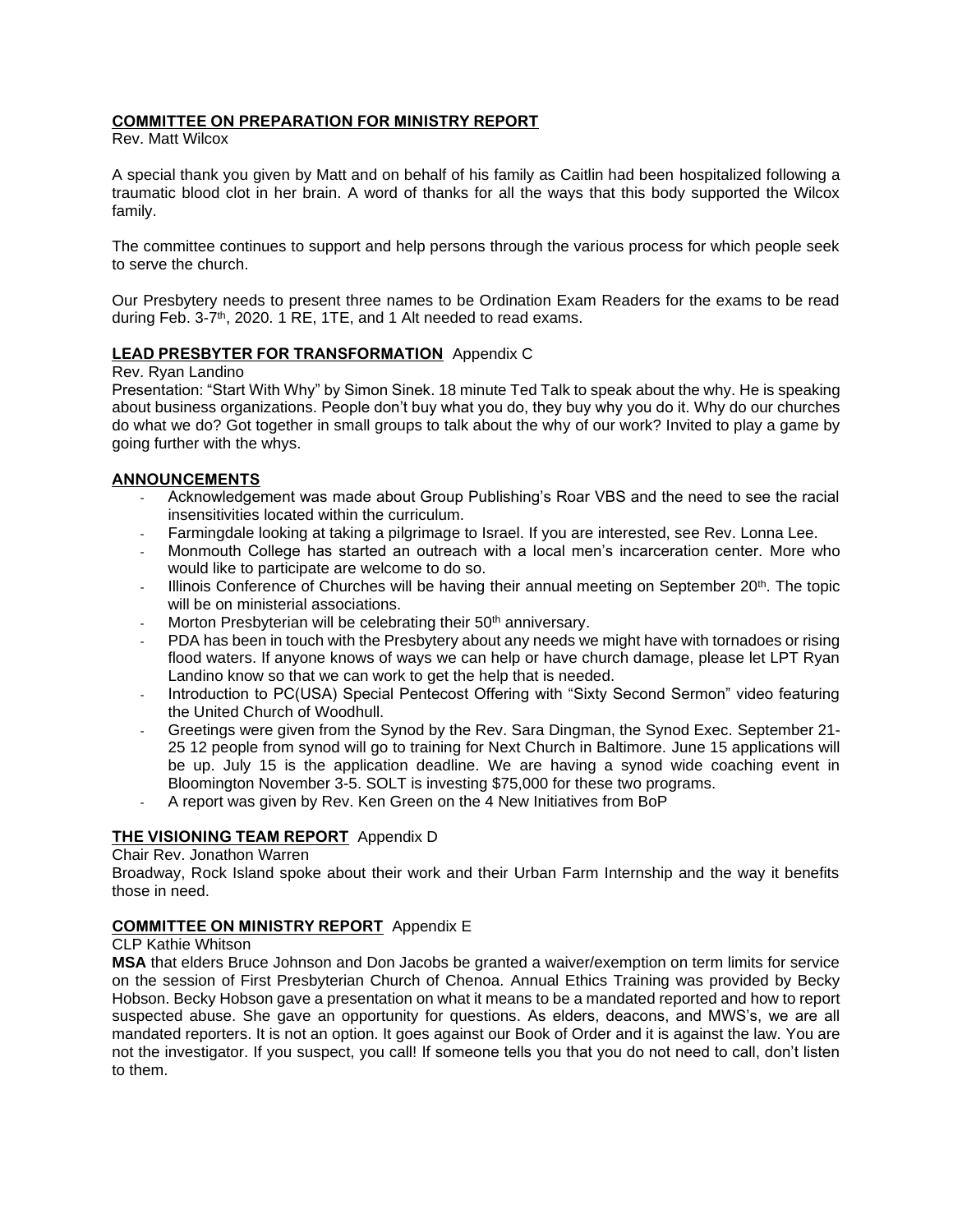**COMMITTEE ON PREPARATION FOR MINISTRY REPORT**

Rev. Matt Wilcox

A special thank you given by Matt and on behalf of his family as Caitlin had been hospitalized following a traumatic blood clot in her brain. A word of thanks for all the ways that this body supported the Wilcox family.

The committee continues to support and help persons through the various process for which people seek to serve the church.

Our Presbytery needs to present three names to be Ordination Exam Readers for the exams to be read during Feb. 3-7th, 2020. 1 RE, 1TE, and 1 Alt needed to read exams.

**LEAD PRESBYTER FOR TRANSFORMATION** Appendix C

Rev. Ryan Landino

Presentation: "Start With Why" by Simon Sinek. 18 minute Ted Talk to speak about the why. He is speaking about business organizations. People don't buy what you do, they buy why you do it. Why do our churches do what we do? Got together in small groups to talk about the why of our work? Invited to play a game by going further with the whys.

**ANNOUNCEMENTS**

- Acknowledgement was made about Group Publishing's Roar VBS and the need to see the racial insensitivities located within the curriculum.
- Farmingdale looking at taking a pilgrimage to Israel. If you are interested, see Rev. Lonna Lee.
- Monmouth College has started an outreach with a local men's incarceration center. More who would like to participate are welcome to do so.
- Illinois Conference of Churches will be having their annual meeting on September 20th. The topic will be on ministerial associations.
- Morton Presbyterian will be celebrating their 50th anniversary.
- PDA has been in touch with the Presbytery about any needs we might have with tornadoes or rising flood waters. If anyone knows of ways we can help or have church damage, please let LPT Ryan Landino know so that we can work to get the help that is needed.
- Introduction to PC(USA) Special Pentecost Offering with "Sixty Second Sermon" video featuring the United Church of Woodhull.
- Greetings were given from the Synod by the Rev. Sara Dingman, the Synod Exec. September 21-25 12 people from synod will go to training for Next Church in Baltimore. June 15 applications will be up. July 15 is the application deadline. We are having a synod wide coaching event in Bloomington November 3-5. SOLT is investing $75,000 for these two programs.
- A report was given by Rev. Ken Green on the 4 New Initiatives from BoP

**THE VISIONING TEAM REPORT** Appendix D

Chair Rev. Jonathon Warren

Broadway, Rock Island spoke about their work and their Urban Farm Internship and the way it benefits those in need.

**COMMITTEE ON MINISTRY REPORT** Appendix E

CLP Kathie Whitson

**MSA** that elders Bruce Johnson and Don Jacobs be granted a waiver/exemption on term limits for service on the session of First Presbyterian Church of Chenoa. Annual Ethics Training was provided by Becky Hobson. Becky Hobson gave a presentation on what it means to be a mandated reported and how to report suspected abuse. She gave an opportunity for questions. As elders, deacons, and MWS's, we are all mandated reporters. It is not an option. It goes against our Book of Order and it is against the law. You are not the investigator. If you suspect, you call! If someone tells you that you do not need to call, don't listen to them.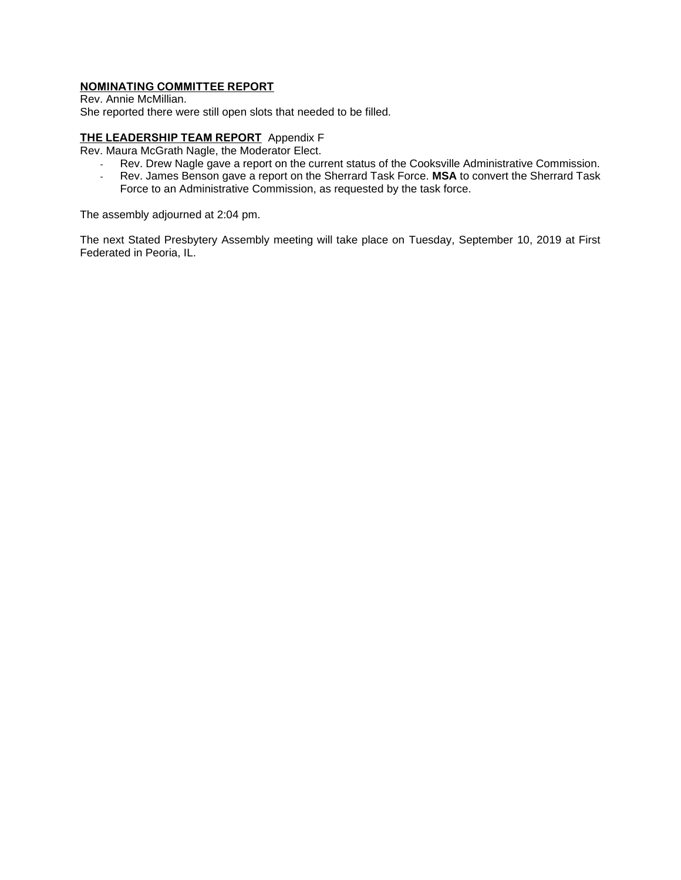**NOMINATING COMMITTEE REPORT**

Rev. Annie McMillian.

She reported there were still open slots that needed to be filled.

**THE LEADERSHIP TEAM REPORT** Appendix F

Rev. Maura McGrath Nagle, the Moderator Elect.

- Rev. Drew Nagle gave a report on the current status of the Cooksville Administrative Commission.
- Rev. James Benson gave a report on the Sherrard Task Force. **MSA** to convert the Sherrard Task Force to an Administrative Commission, as requested by the task force.

The assembly adjourned at 2:04 pm.

The next Stated Presbytery Assembly meeting will take place on Tuesday, September 10, 2019 at First Federated in Peoria, IL.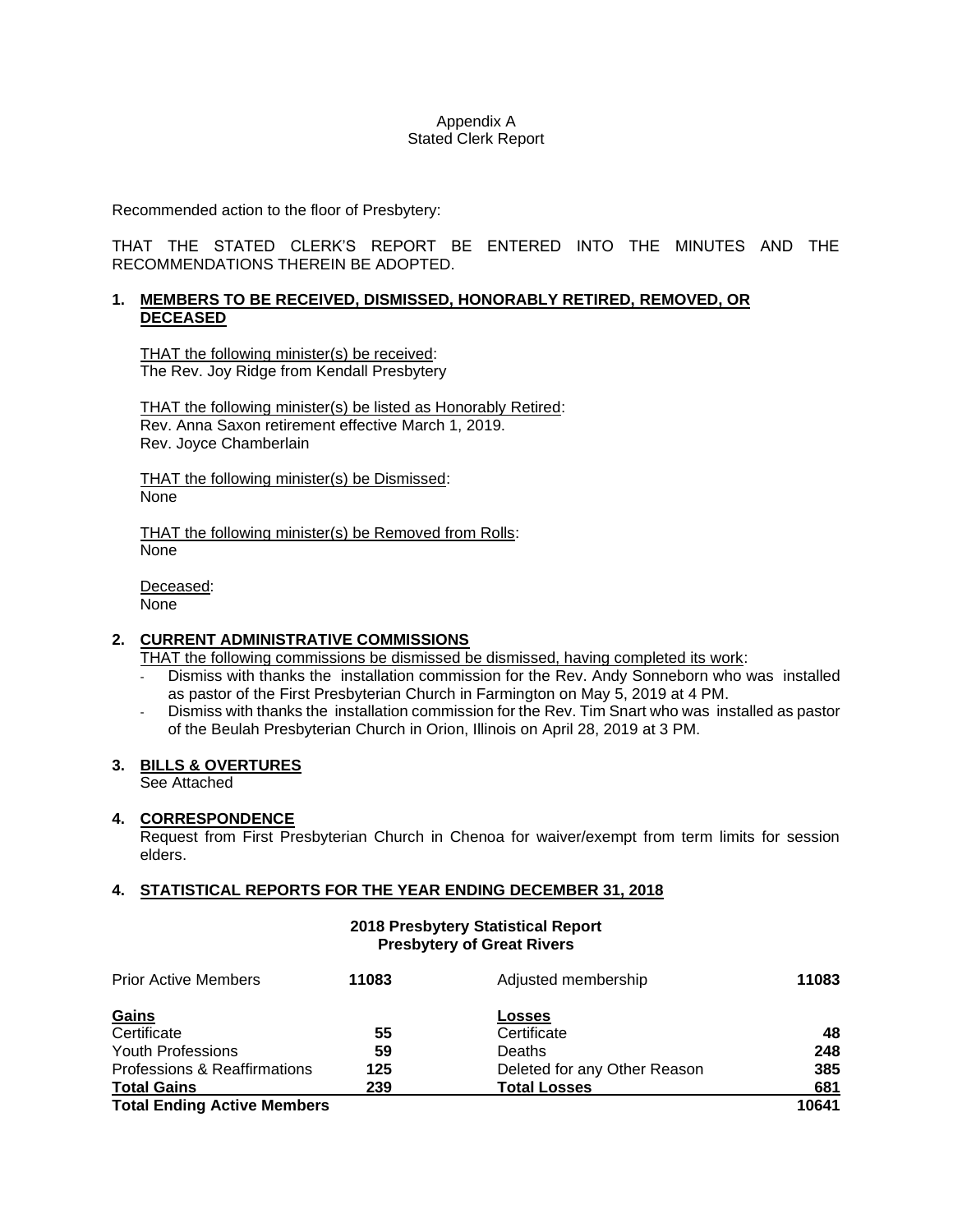Appendix A
Stated Clerk Report

Recommended action to the floor of Presbytery:

THAT THE STATED CLERK'S REPORT BE ENTERED INTO THE MINUTES AND THE RECOMMENDATIONS THEREIN BE ADOPTED.

**1. MEMBERS TO BE RECEIVED, DISMISSED, HONORABLY RETIRED, REMOVED, OR DECEASED**

THAT the following minister(s) be received:
The Rev. Joy Ridge from Kendall Presbytery

THAT the following minister(s) be listed as Honorably Retired:
Rev. Anna Saxon retirement effective March 1, 2019.
Rev. Joyce Chamberlain

THAT the following minister(s) be Dismissed:
None

THAT the following minister(s) be Removed from Rolls:
None

Deceased:
None

**2. CURRENT ADMINISTRATIVE COMMISSIONS**

THAT the following commissions be dismissed be dismissed, having completed its work:

- Dismiss with thanks the installation commission for the Rev. Andy Sonneborn who was installed as pastor of the First Presbyterian Church in Farmington on May 5, 2019 at 4 PM.
- Dismiss with thanks the installation commission for the Rev. Tim Snart who was installed as pastor of the Beulah Presbyterian Church in Orion, Illinois on April 28, 2019 at 3 PM.

**3. BILLS & OVERTURES**

See Attached

**4. CORRESPONDENCE**

Request from First Presbyterian Church in Chenoa for waiver/exempt from term limits for session elders.

**4. STATISTICAL REPORTS FOR THE YEAR ENDING DECEMBER 31, 2018**

**2018 Presbytery Statistical Report**
**Presbytery of Great Rivers**

| Prior Active Members | **11083** | Adjusted membership | **11083** |
|---|---|---|---|
| **Gains** | | **Losses** | |
| Certificate | **55** | Certificate | **48** |
| Youth Professions | **59** | Deaths | **248** |
| Professions & Reaffirmations | **125** | Deleted for any Other Reason | **385** |
| **Total Gains** | **239** | **Total Losses** | **681** |
| **Total Ending Active Members** | | | **10641** |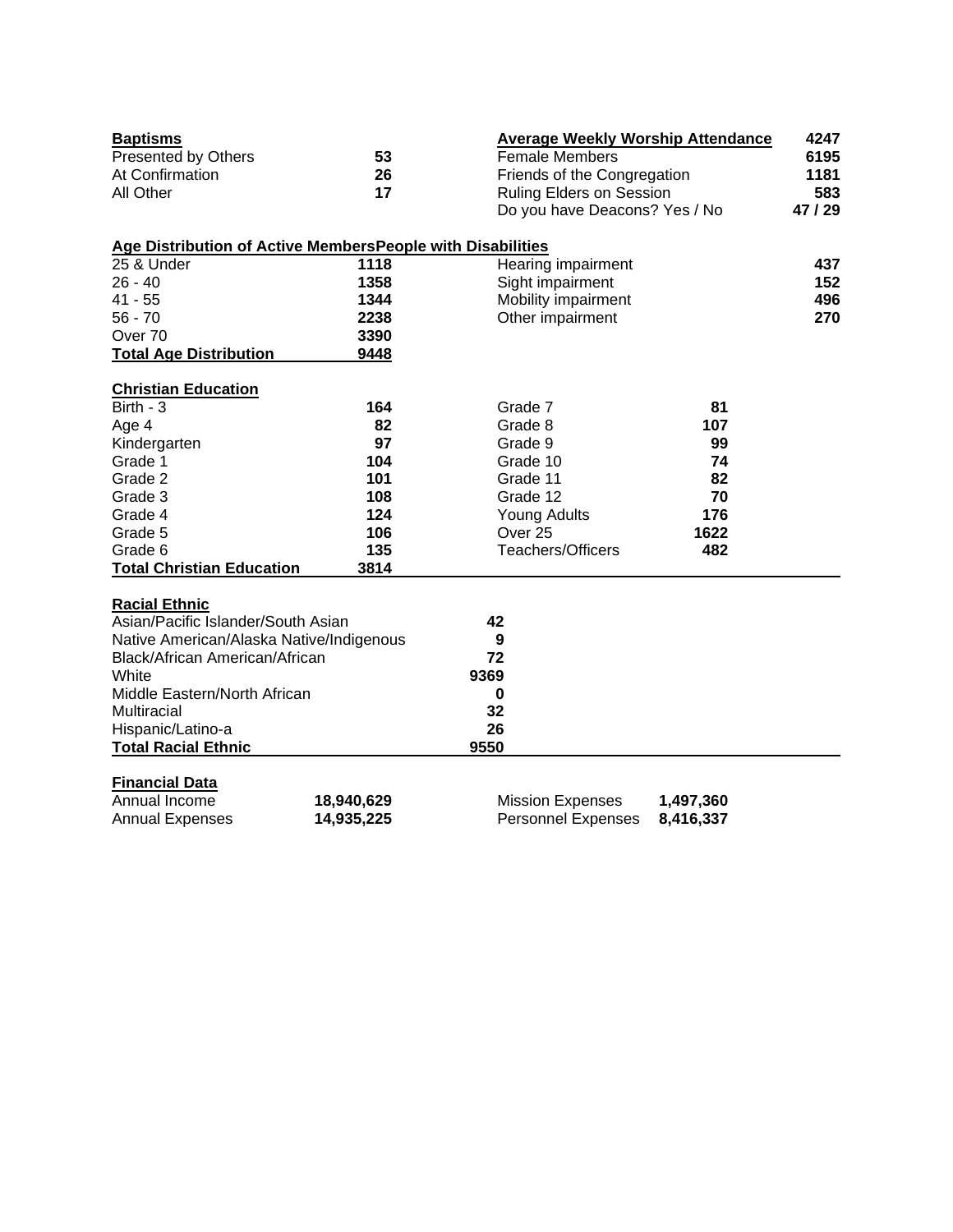| Baptisms | |
|---|---|
| Presented by Others | 53 |
| At Confirmation | 26 |
| All Other | 17 |

| Average Weekly Worship Attendance | 4247 |
|---|---|
| Female Members | 6195 |
| Friends of the Congregation | 1181 |
| Ruling Elders on Session | 583 |
| Do you have Deacons? Yes / No | 47 / 29 |

| Age Distribution of Active Members | |
|---|---|
| 25 & Under | 1118 |
| 26 - 40 | 1358 |
| 41 - 55 | 1344 |
| 56 - 70 | 2238 |
| Over 70 | 3390 |
| **Total Age Distribution** | **9448** |

| People with Disabilities | |
|---|---|
| Hearing impairment | 437 |
| Sight impairment | 152 |
| Mobility impairment | 496 |
| Other impairment | 270 |

| Christian Education | | | |
|---|---|---|---|
| Birth - 3 | 164 | Grade 7 | 81 |
| Age 4 | 82 | Grade 8 | 107 |
| Kindergarten | 97 | Grade 9 | 99 |
| Grade 1 | 104 | Grade 10 | 74 |
| Grade 2 | 101 | Grade 11 | 82 |
| Grade 3 | 108 | Grade 12 | 70 |
| Grade 4 | 124 | Young Adults | 176 |
| Grade 5 | 106 | Over 25 | 1622 |
| Grade 6 | 135 | Teachers/Officers | 482 |
| **Total Christian Education** | **3814** | | |

| Racial Ethnic | |
|---|---|
| Asian/Pacific Islander/South Asian | 42 |
| Native American/Alaska Native/Indigenous | 9 |
| Black/African American/African | 72 |
| White | 9369 |
| Middle Eastern/North African | 0 |
| Multiracial | 32 |
| Hispanic/Latino-a | 26 |
| **Total Racial Ethnic** | **9550** |

| Financial Data | | | |
|---|---|---|---|
| Annual Income | 18,940,629 | Mission Expenses | 1,497,360 |
| Annual Expenses | 14,935,225 | Personnel Expenses | 8,416,337 |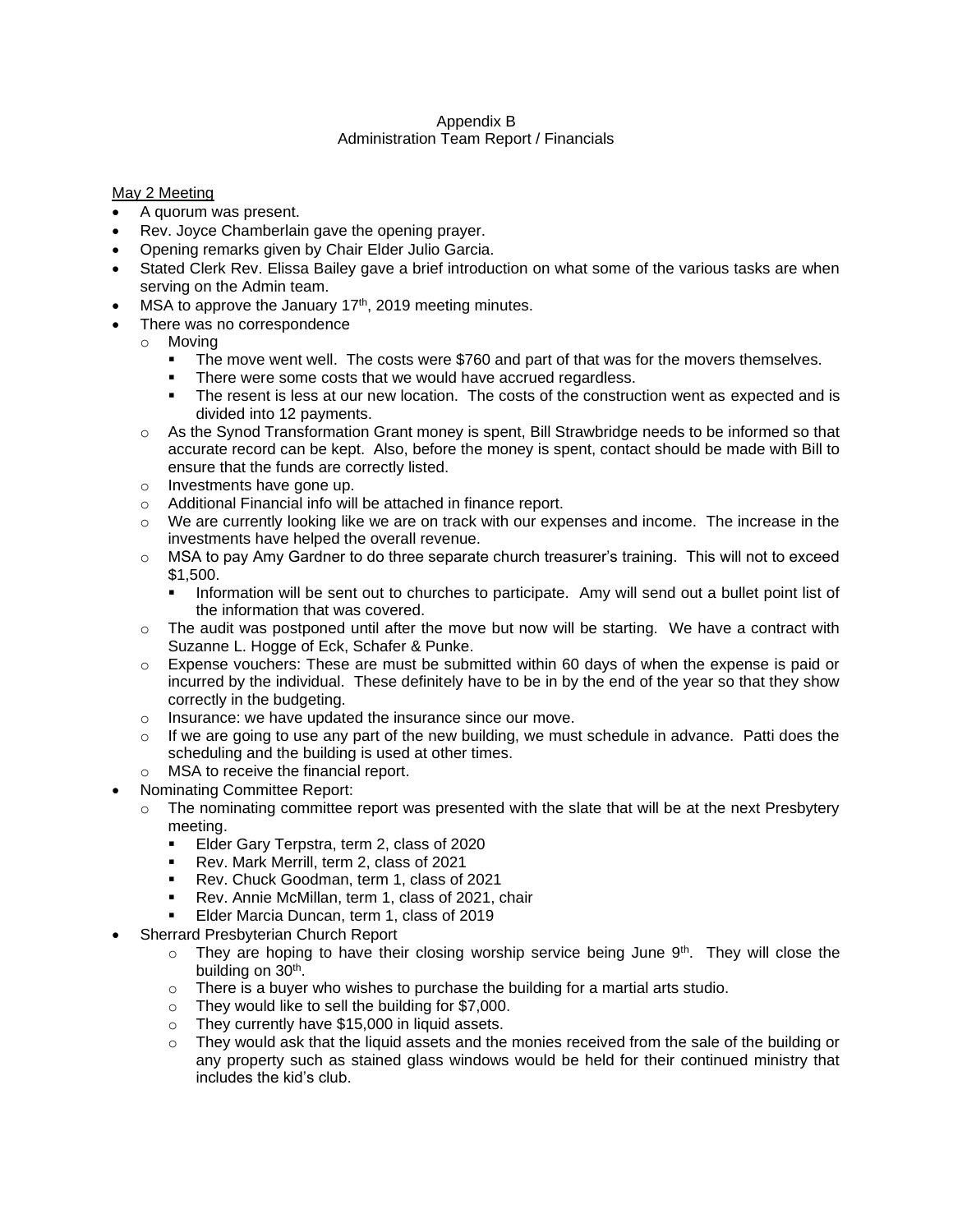Appendix B
Administration Team Report / Financials

May 2 Meeting

- A quorum was present.
- Rev. Joyce Chamberlain gave the opening prayer.
- Opening remarks given by Chair Elder Julio Garcia.
- Stated Clerk Rev. Elissa Bailey gave a brief introduction on what some of the various tasks are when serving on the Admin team.
- MSA to approve the January 17th, 2019 meeting minutes.
- There was no correspondence
  - Moving
    - The move went well. The costs were $760 and part of that was for the movers themselves.
    - There were some costs that we would have accrued regardless.
    - The resent is less at our new location. The costs of the construction went as expected and is divided into 12 payments.
  - As the Synod Transformation Grant money is spent, Bill Strawbridge needs to be informed so that accurate record can be kept. Also, before the money is spent, contact should be made with Bill to ensure that the funds are correctly listed.
  - Investments have gone up.
  - Additional Financial info will be attached in finance report.
  - We are currently looking like we are on track with our expenses and income. The increase in the investments have helped the overall revenue.
  - MSA to pay Amy Gardner to do three separate church treasurer's training. This will not to exceed $1,500.
    - Information will be sent out to churches to participate. Amy will send out a bullet point list of the information that was covered.
  - The audit was postponed until after the move but now will be starting. We have a contract with Suzanne L. Hogge of Eck, Schafer & Punke.
  - Expense vouchers: These are must be submitted within 60 days of when the expense is paid or incurred by the individual. These definitely have to be in by the end of the year so that they show correctly in the budgeting.
  - Insurance: we have updated the insurance since our move.
  - If we are going to use any part of the new building, we must schedule in advance. Patti does the scheduling and the building is used at other times.
  - MSA to receive the financial report.
- Nominating Committee Report:
  - The nominating committee report was presented with the slate that will be at the next Presbytery meeting.
    - Elder Gary Terpstra, term 2, class of 2020
    - Rev. Mark Merrill, term 2, class of 2021
    - Rev. Chuck Goodman, term 1, class of 2021
    - Rev. Annie McMillan, term 1, class of 2021, chair
    - Elder Marcia Duncan, term 1, class of 2019
- Sherrard Presbyterian Church Report
  - They are hoping to have their closing worship service being June 9th. They will close the building on 30th.
  - There is a buyer who wishes to purchase the building for a martial arts studio.
  - They would like to sell the building for $7,000.
  - They currently have $15,000 in liquid assets.
  - They would ask that the liquid assets and the monies received from the sale of the building or any property such as stained glass windows would be held for their continued ministry that includes the kid's club.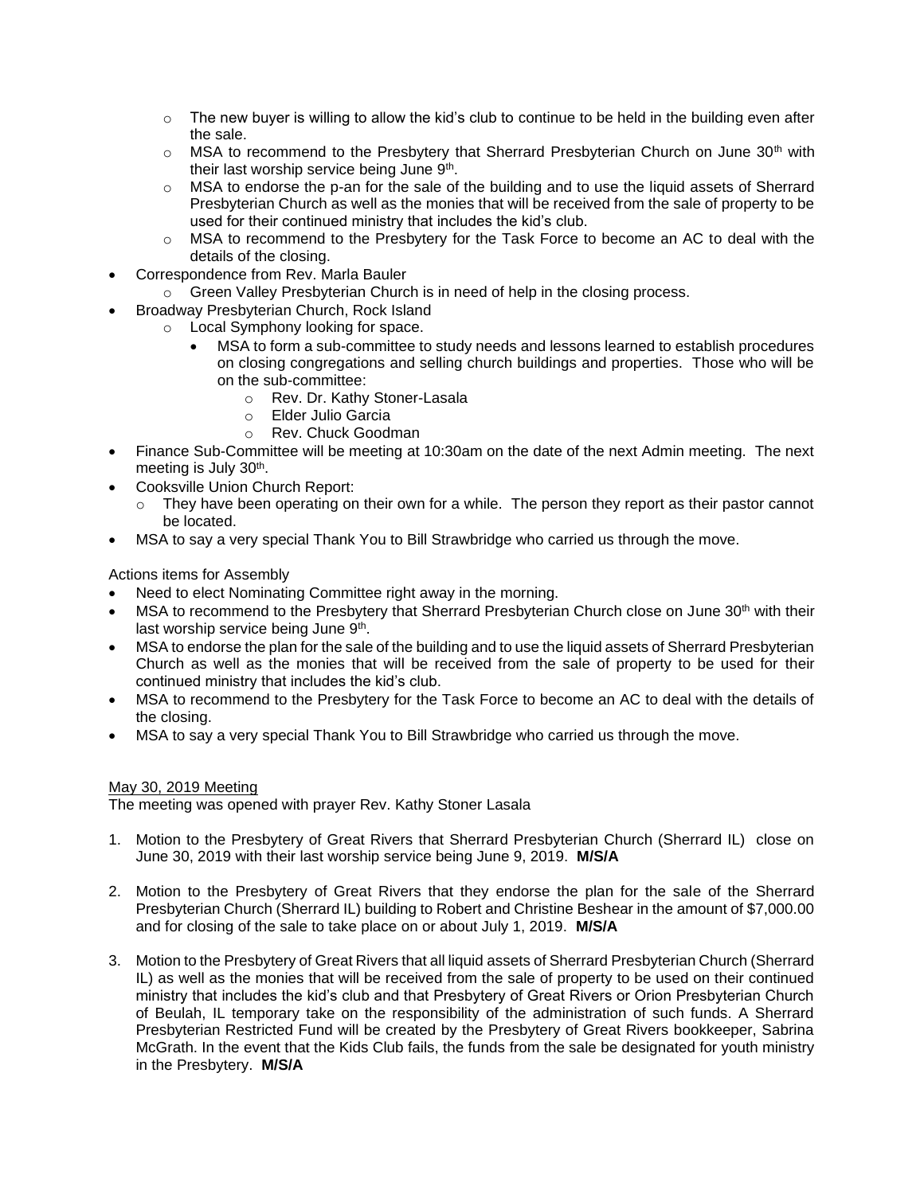- The new buyer is willing to allow the kid's club to continue to be held in the building even after the sale.
  - MSA to recommend to the Presbytery that Sherrard Presbyterian Church on June 30th with their last worship service being June 9th.
  - MSA to endorse the p-an for the sale of the building and to use the liquid assets of Sherrard Presbyterian Church as well as the monies that will be received from the sale of property to be used for their continued ministry that includes the kid's club.
  - MSA to recommend to the Presbytery for the Task Force to become an AC to deal with the details of the closing.
- Correspondence from Rev. Marla Bauler
  - Green Valley Presbyterian Church is in need of help in the closing process.
- Broadway Presbyterian Church, Rock Island
  - Local Symphony looking for space.
    - MSA to form a sub-committee to study needs and lessons learned to establish procedures on closing congregations and selling church buildings and properties. Those who will be on the sub-committee:
      - Rev. Dr. Kathy Stoner-Lasala
      - Elder Julio Garcia
      - Rev. Chuck Goodman
- Finance Sub-Committee will be meeting at 10:30am on the date of the next Admin meeting. The next meeting is July 30th.
- Cooksville Union Church Report:
  - They have been operating on their own for a while. The person they report as their pastor cannot be located.
- MSA to say a very special Thank You to Bill Strawbridge who carried us through the move.

Actions items for Assembly

- Need to elect Nominating Committee right away in the morning.
- MSA to recommend to the Presbytery that Sherrard Presbyterian Church close on June 30th with their last worship service being June 9th.
- MSA to endorse the plan for the sale of the building and to use the liquid assets of Sherrard Presbyterian Church as well as the monies that will be received from the sale of property to be used for their continued ministry that includes the kid's club.
- MSA to recommend to the Presbytery for the Task Force to become an AC to deal with the details of the closing.
- MSA to say a very special Thank You to Bill Strawbridge who carried us through the move.

<u>May 30, 2019 Meeting</u>

The meeting was opened with prayer Rev. Kathy Stoner Lasala

1. Motion to the Presbytery of Great Rivers that Sherrard Presbyterian Church (Sherrard IL) close on June 30, 2019 with their last worship service being June 9, 2019. **M/S/A**

2. Motion to the Presbytery of Great Rivers that they endorse the plan for the sale of the Sherrard Presbyterian Church (Sherrard IL) building to Robert and Christine Beshear in the amount of $7,000.00 and for closing of the sale to take place on or about July 1, 2019. **M/S/A**

3. Motion to the Presbytery of Great Rivers that all liquid assets of Sherrard Presbyterian Church (Sherrard IL) as well as the monies that will be received from the sale of property to be used on their continued ministry that includes the kid's club and that Presbytery of Great Rivers or Orion Presbyterian Church of Beulah, IL temporary take on the responsibility of the administration of such funds. A Sherrard Presbyterian Restricted Fund will be created by the Presbytery of Great Rivers bookkeeper, Sabrina McGrath. In the event that the Kids Club fails, the funds from the sale be designated for youth ministry in the Presbytery. **M/S/A**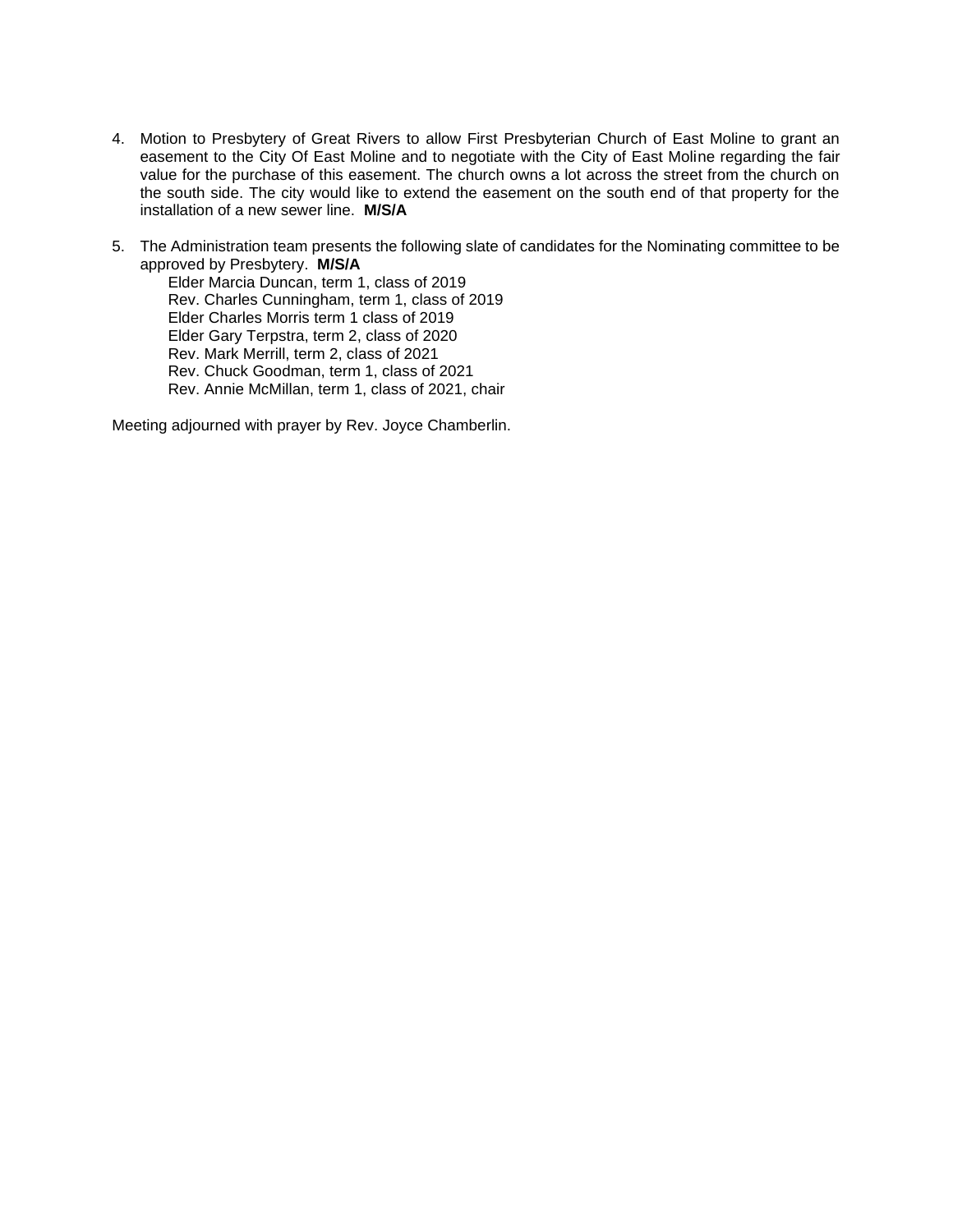4. Motion to Presbytery of Great Rivers to allow First Presbyterian Church of East Moline to grant an easement to the City Of East Moline and to negotiate with the City of East Moline regarding the fair value for the purchase of this easement. The church owns a lot across the street from the church on the south side. The city would like to extend the easement on the south end of that property for the installation of a new sewer line. **M/S/A**

5. The Administration team presents the following slate of candidates for the Nominating committee to be approved by Presbytery. **M/S/A**

   Elder Marcia Duncan, term 1, class of 2019
   Rev. Charles Cunningham, term 1, class of 2019
   Elder Charles Morris term 1 class of 2019
   Elder Gary Terpstra, term 2, class of 2020
   Rev. Mark Merrill, term 2, class of 2021
   Rev. Chuck Goodman, term 1, class of 2021
   Rev. Annie McMillan, term 1, class of 2021, chair

Meeting adjourned with prayer by Rev. Joyce Chamberlin.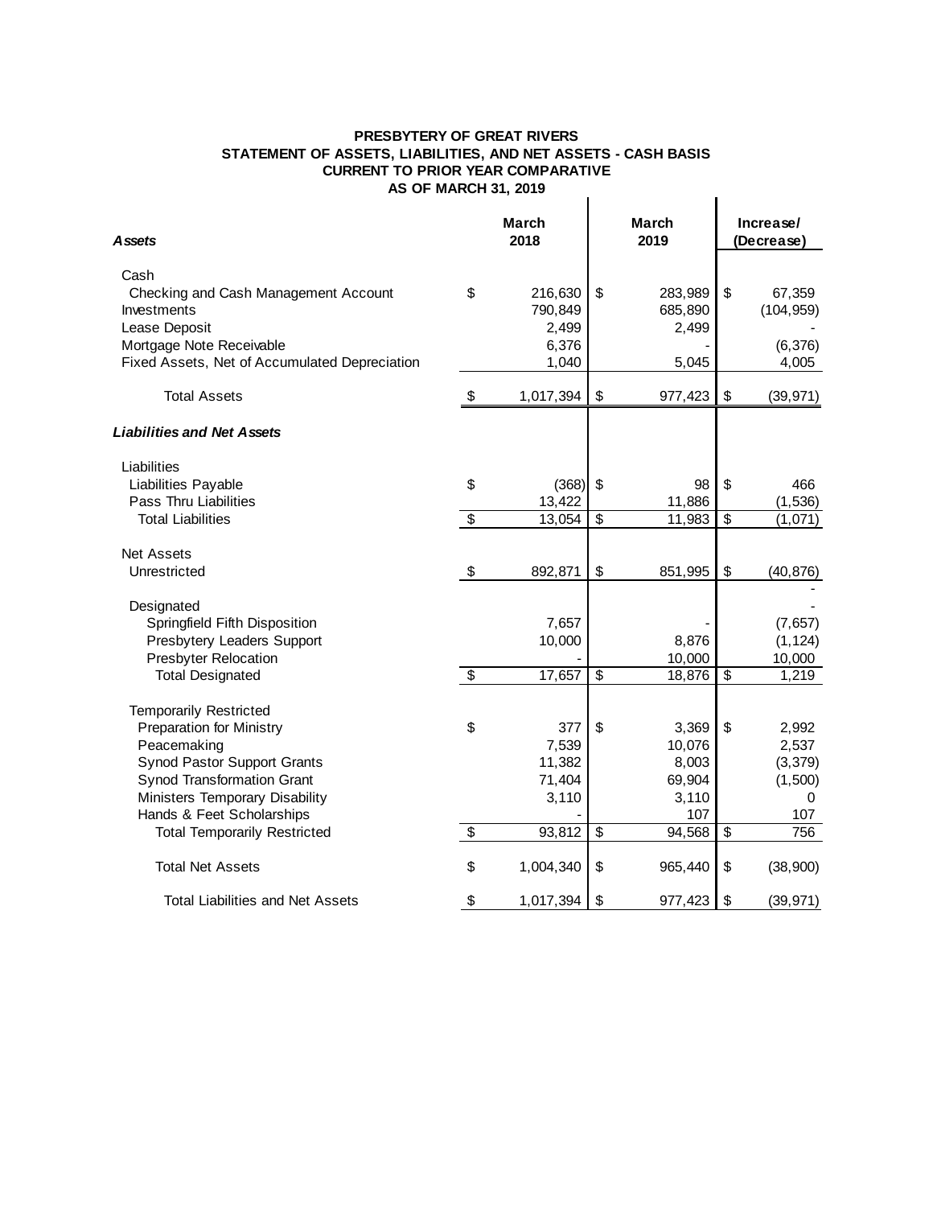**PRESBYTERY OF GREAT RIVERS**
**STATEMENT OF ASSETS, LIABILITIES, AND NET ASSETS - CASH BASIS**
**CURRENT TO PRIOR YEAR COMPARATIVE**
**AS OF MARCH 31, 2019**

| ***Assets*** | **March 2018** | **March 2019** | **Increase/ (Decrease)** |
|---|---|---|---|
| Cash | | | |
| Checking and Cash Management Account | $ 216,630 | $ 283,989 | $ 67,359 |
| Investments | 790,849 | 685,890 | (104,959) |
| Lease Deposit | 2,499 | 2,499 | - |
| Mortgage Note Receivable | 6,376 | - | (6,376) |
| Fixed Assets, Net of Accumulated Depreciation | 1,040 | 5,045 | 4,005 |
| Total Assets | $ 1,017,394 | $ 977,423 | $ (39,971) |
| ***Liabilities and Net Assets*** | | | |
| Liabilities | | | |
| Liabilities Payable | $ (368) | $ 98 | $ 466 |
| Pass Thru Liabilities | 13,422 | 11,886 | (1,536) |
| Total Liabilities | $ 13,054 | $ 11,983 | $ (1,071) |
| Net Assets | | | |
| Unrestricted | $ 892,871 | $ 851,995 | $ (40,876) |
| | | | - |
| Designated | | | - |
| Springfield Fifth Disposition | 7,657 | - | (7,657) |
| Presbytery Leaders Support | 10,000 | 8,876 | (1,124) |
| Presbyter Relocation | - | 10,000 | 10,000 |
| Total Designated | $ 17,657 | $ 18,876 | $ 1,219 |
| Temporarily Restricted | | | |
| Preparation for Ministry | $ 377 | $ 3,369 | $ 2,992 |
| Peacemaking | 7,539 | 10,076 | 2,537 |
| Synod Pastor Support Grants | 11,382 | 8,003 | (3,379) |
| Synod Transformation Grant | 71,404 | 69,904 | (1,500) |
| Ministers Temporary Disability | 3,110 | 3,110 | 0 |
| Hands & Feet Scholarships | - | 107 | 107 |
| Total Temporarily Restricted | $ 93,812 | $ 94,568 | $ 756 |
| Total Net Assets | $ 1,004,340 | $ 965,440 | $ (38,900) |
| Total Liabilities and Net Assets | $ 1,017,394 | $ 977,423 | $ (39,971) |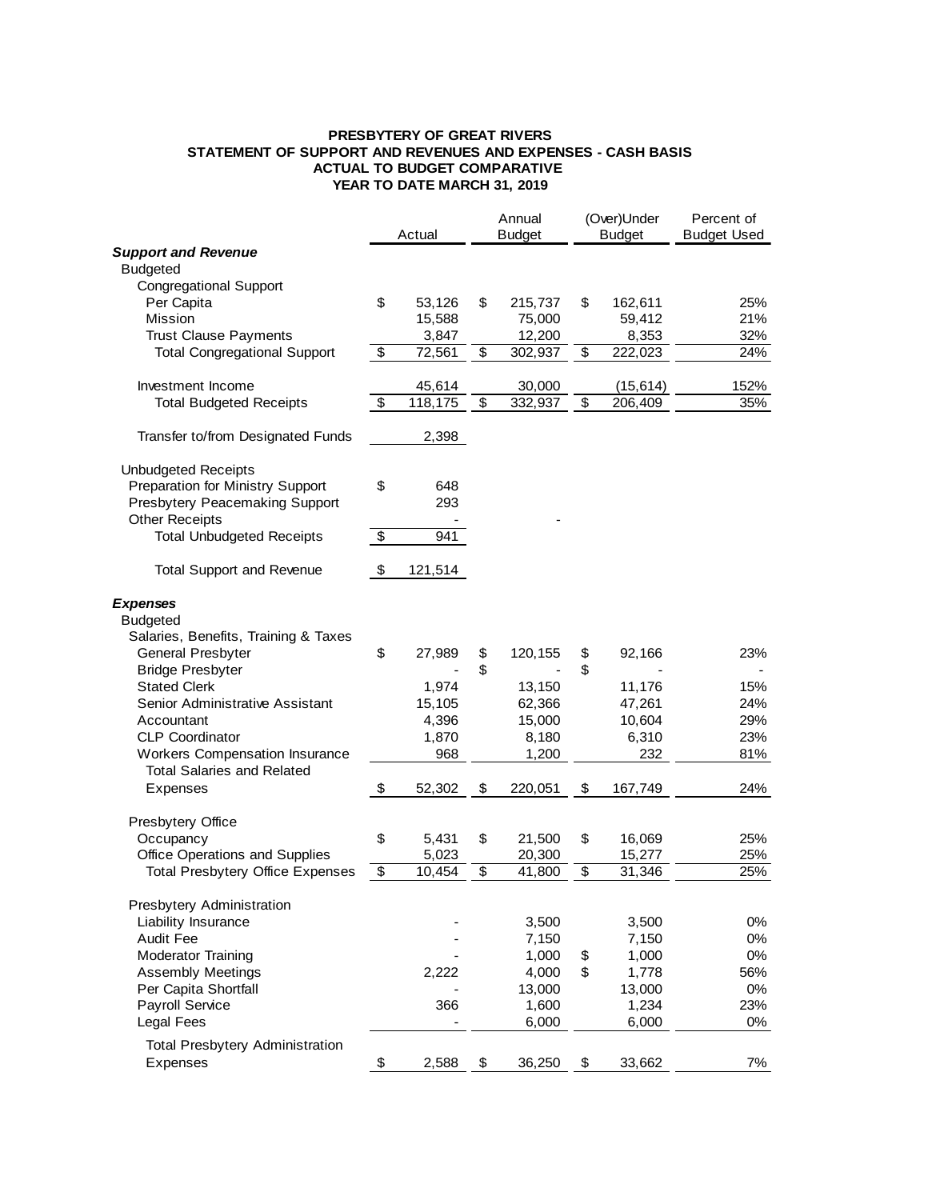**PRESBYTERY OF GREAT RIVERS**
**STATEMENT OF SUPPORT AND REVENUES AND EXPENSES - CASH BASIS**
**ACTUAL TO BUDGET COMPARATIVE**
**YEAR TO DATE MARCH 31, 2019**

| | Actual | Annual Budget | (Over)Under Budget | Percent of Budget Used |
|---|---|---|---|---|
| ***Support and Revenue*** | | | | |
| Budgeted | | | | |
| Congregational Support | | | | |
| Per Capita | $ 53,126 | $ 215,737 | $ 162,611 | 25% |
| Mission | 15,588 | 75,000 | 59,412 | 21% |
| Trust Clause Payments | 3,847 | 12,200 | 8,353 | 32% |
| Total Congregational Support | $ 72,561 | $ 302,937 | $ 222,023 | 24% |
| Investment Income | 45,614 | 30,000 | (15,614) | 152% |
| Total Budgeted Receipts | $ 118,175 | $ 332,937 | $ 206,409 | 35% |
| Transfer to/from Designated Funds | 2,398 | | | |
| Unbudgeted Receipts | | | | |
| Preparation for Ministry Support | $ 648 | | | |
| Presbytery Peacemaking Support | 293 | | | |
| Other Receipts | - | - | | |
| Total Unbudgeted Receipts | $ 941 | | | |
| Total Support and Revenue | $ 121,514 | | | |
| ***Expenses*** | | | | |
| Budgeted | | | | |
| Salaries, Benefits, Training & Taxes | | | | |
| General Presbyter | $ 27,989 | $ 120,155 | $ 92,166 | 23% |
| Bridge Presbyter | - | $ - | $ - | - |
| Stated Clerk | 1,974 | 13,150 | 11,176 | 15% |
| Senior Administrative Assistant | 15,105 | 62,366 | 47,261 | 24% |
| Accountant | 4,396 | 15,000 | 10,604 | 29% |
| CLP Coordinator | 1,870 | 8,180 | 6,310 | 23% |
| Workers Compensation Insurance | 968 | 1,200 | 232 | 81% |
| Total Salaries and Related Expenses | $ 52,302 | $ 220,051 | $ 167,749 | 24% |
| Presbytery Office | | | | |
| Occupancy | $ 5,431 | $ 21,500 | $ 16,069 | 25% |
| Office Operations and Supplies | 5,023 | 20,300 | 15,277 | 25% |
| Total Presbytery Office Expenses | $ 10,454 | $ 41,800 | $ 31,346 | 25% |
| Presbytery Administration | | | | |
| Liability Insurance | - | 3,500 | 3,500 | 0% |
| Audit Fee | - | 7,150 | 7,150 | 0% |
| Moderator Training | - | 1,000 | $ 1,000 | 0% |
| Assembly Meetings | 2,222 | 4,000 | $ 1,778 | 56% |
| Per Capita Shortfall | - | 13,000 | 13,000 | 0% |
| Payroll Service | 366 | 1,600 | 1,234 | 23% |
| Legal Fees | - | 6,000 | 6,000 | 0% |
| Total Presbytery Administration Expenses | $ 2,588 | $ 36,250 | $ 33,662 | 7% |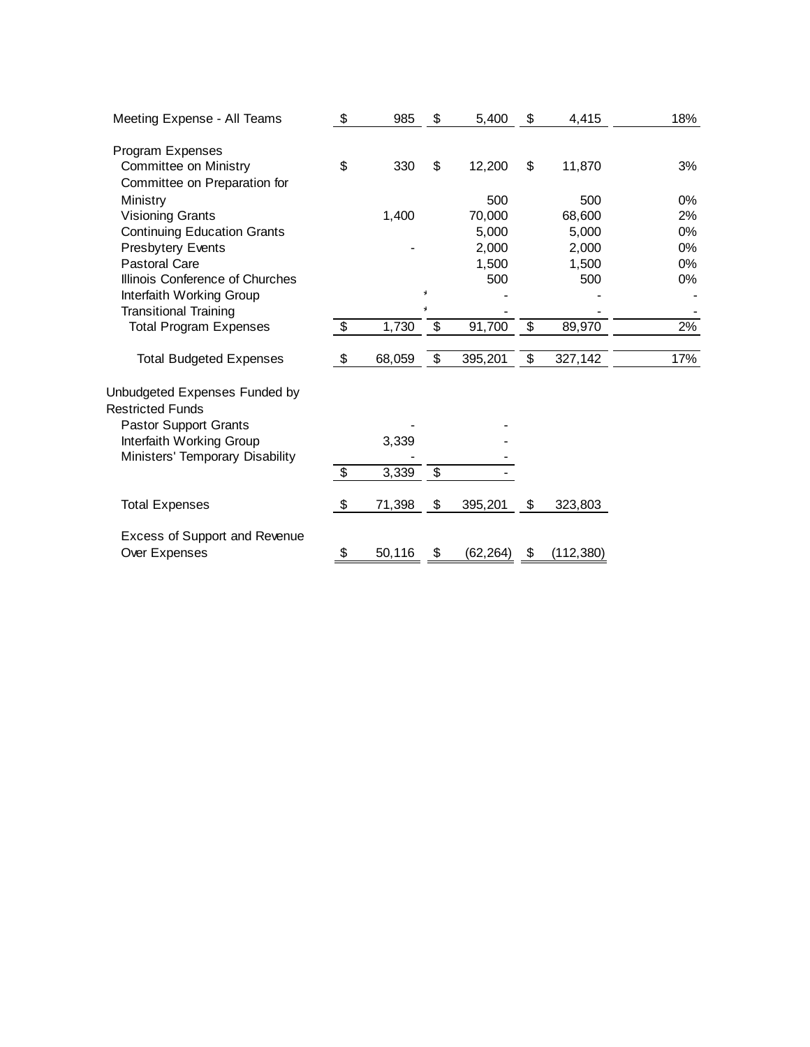| | | | | |
|---|---|---|---|---|
| Meeting Expense - All Teams | $ 985 | $ 5,400 | $ 4,415 | 18% |
| | | | | |
| Program Expenses | | | | |
| Committee on Ministry | $ 330 | $ 12,200 | $ 11,870 | 3% |
| Committee on Preparation for Ministry | | 500 | 500 | 0% |
| Visioning Grants | 1,400 | 70,000 | 68,600 | 2% |
| Continuing Education Grants | | 5,000 | 5,000 | 0% |
| Presbytery Events | - | 2,000 | 2,000 | 0% |
| Pastoral Care | | 1,500 | 1,500 | 0% |
| Illinois Conference of Churches | | 500 | 500 | 0% |
| Interfaith Working Group | | - | - | - |
| Transitional Training | | - | - | - |
| Total Program Expenses | $ 1,730 | $ 91,700 | $ 89,970 | 2% |
| | | | | |
| Total Budgeted Expenses | $ 68,059 | $ 395,201 | $ 327,142 | 17% |
| | | | | |
| Unbudgeted Expenses Funded by Restricted Funds | | | | |
| Pastor Support Grants | - | - | | |
| Interfaith Working Group | 3,339 | - | | |
| Ministers' Temporary Disability | - | - | | |
| | $ 3,339 | $ - | | |
| | | | | |
| Total Expenses | $ 71,398 | $ 395,201 | $ 323,803 | |
| | | | | |
| Excess of Support and Revenue Over Expenses | $ 50,116 | $ (62,264) | $ (112,380) | |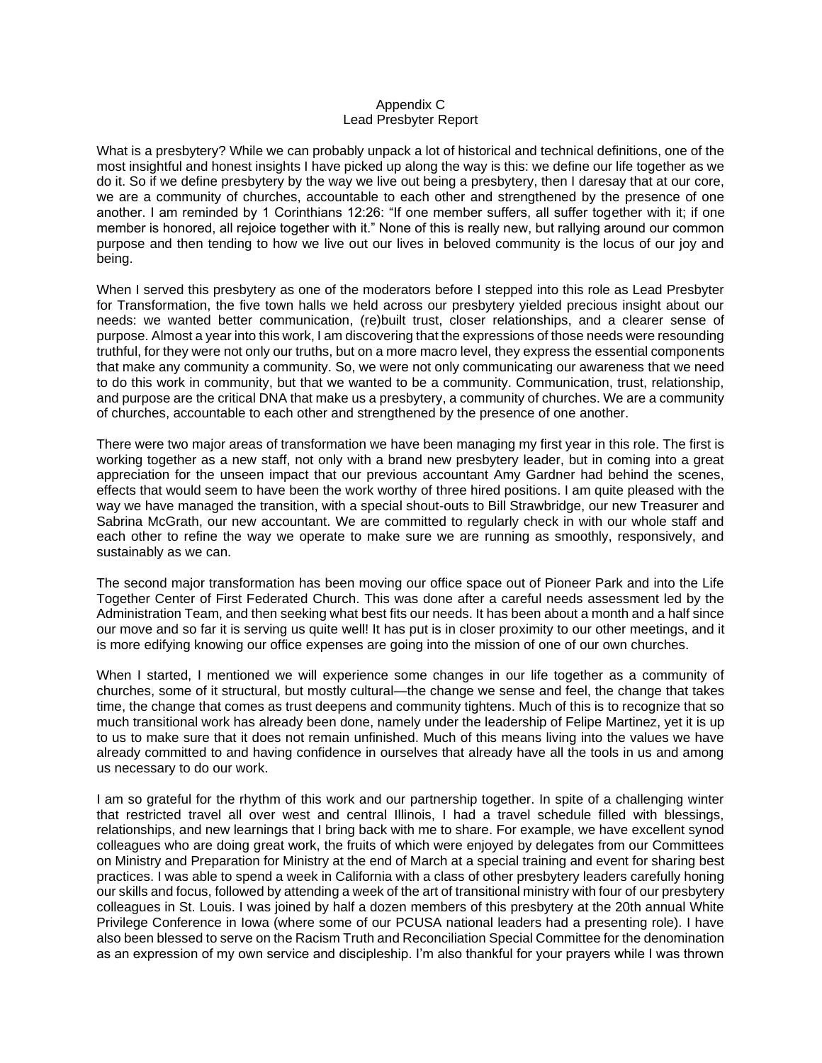# Appendix C
## Lead Presbyter Report

What is a presbytery? While we can probably unpack a lot of historical and technical definitions, one of the most insightful and honest insights I have picked up along the way is this: we define our life together as we do it. So if we define presbytery by the way we live out being a presbytery, then I daresay that at our core, we are a community of churches, accountable to each other and strengthened by the presence of one another. I am reminded by 1 Corinthians 12:26: "If one member suffers, all suffer together with it; if one member is honored, all rejoice together with it." None of this is really new, but rallying around our common purpose and then tending to how we live out our lives in beloved community is the locus of our joy and being.

When I served this presbytery as one of the moderators before I stepped into this role as Lead Presbyter for Transformation, the five town halls we held across our presbytery yielded precious insight about our needs: we wanted better communication, (re)built trust, closer relationships, and a clearer sense of purpose. Almost a year into this work, I am discovering that the expressions of those needs were resounding truthful, for they were not only our truths, but on a more macro level, they express the essential components that make any community a community. So, we were not only communicating our awareness that we need to do this work in community, but that we wanted to be a community. Communication, trust, relationship, and purpose are the critical DNA that make us a presbytery, a community of churches. We are a community of churches, accountable to each other and strengthened by the presence of one another.

There were two major areas of transformation we have been managing my first year in this role. The first is working together as a new staff, not only with a brand new presbytery leader, but in coming into a great appreciation for the unseen impact that our previous accountant Amy Gardner had behind the scenes, effects that would seem to have been the work worthy of three hired positions. I am quite pleased with the way we have managed the transition, with a special shout-outs to Bill Strawbridge, our new Treasurer and Sabrina McGrath, our new accountant. We are committed to regularly check in with our whole staff and each other to refine the way we operate to make sure we are running as smoothly, responsively, and sustainably as we can.

The second major transformation has been moving our office space out of Pioneer Park and into the Life Together Center of First Federated Church. This was done after a careful needs assessment led by the Administration Team, and then seeking what best fits our needs. It has been about a month and a half since our move and so far it is serving us quite well! It has put is in closer proximity to our other meetings, and it is more edifying knowing our office expenses are going into the mission of one of our own churches.

When I started, I mentioned we will experience some changes in our life together as a community of churches, some of it structural, but mostly cultural—the change we sense and feel, the change that takes time, the change that comes as trust deepens and community tightens. Much of this is to recognize that so much transitional work has already been done, namely under the leadership of Felipe Martinez, yet it is up to us to make sure that it does not remain unfinished. Much of this means living into the values we have already committed to and having confidence in ourselves that already have all the tools in us and among us necessary to do our work.

I am so grateful for the rhythm of this work and our partnership together. In spite of a challenging winter that restricted travel all over west and central Illinois, I had a travel schedule filled with blessings, relationships, and new learnings that I bring back with me to share. For example, we have excellent synod colleagues who are doing great work, the fruits of which were enjoyed by delegates from our Committees on Ministry and Preparation for Ministry at the end of March at a special training and event for sharing best practices. I was able to spend a week in California with a class of other presbytery leaders carefully honing our skills and focus, followed by attending a week of the art of transitional ministry with four of our presbytery colleagues in St. Louis. I was joined by half a dozen members of this presbytery at the 20th annual White Privilege Conference in Iowa (where some of our PCUSA national leaders had a presenting role). I have also been blessed to serve on the Racism Truth and Reconciliation Special Committee for the denomination as an expression of my own service and discipleship. I'm also thankful for your prayers while I was thrown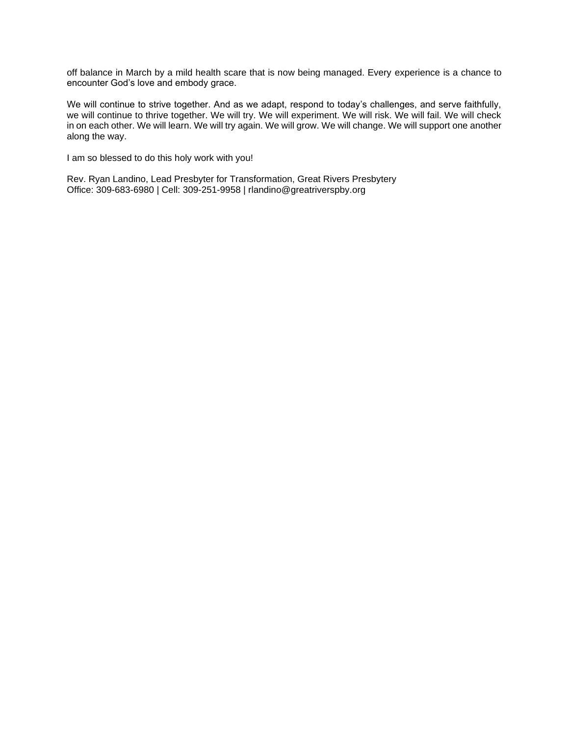off balance in March by a mild health scare that is now being managed. Every experience is a chance to encounter God's love and embody grace.

We will continue to strive together. And as we adapt, respond to today's challenges, and serve faithfully, we will continue to thrive together. We will try. We will experiment. We will risk. We will fail. We will check in on each other. We will learn. We will try again. We will grow. We will change. We will support one another along the way.

I am so blessed to do this holy work with you!

Rev. Ryan Landino, Lead Presbyter for Transformation, Great Rivers Presbytery
Office: 309-683-6980 | Cell: 309-251-9958 | rlandino@greatriverspby.org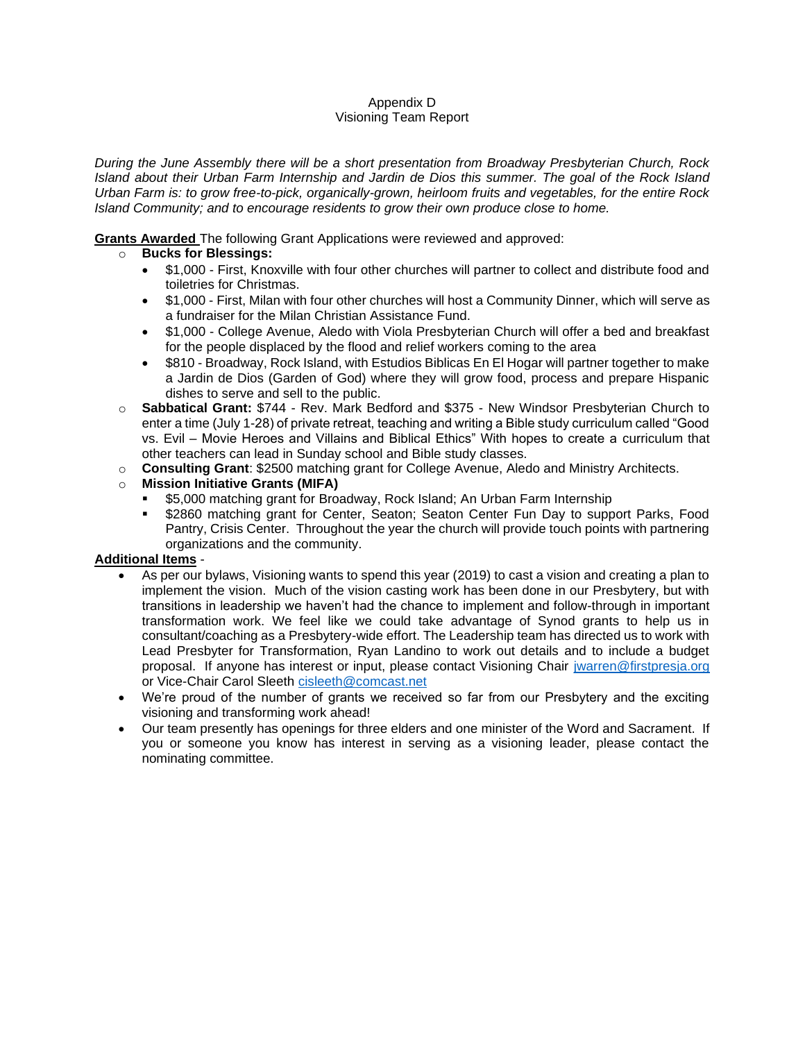Appendix D
Visioning Team Report

*During the June Assembly there will be a short presentation from Broadway Presbyterian Church, Rock Island about their Urban Farm Internship and Jardin de Dios this summer. The goal of the Rock Island Urban Farm is: to grow free-to-pick, organically-grown, heirloom fruits and vegetables, for the entire Rock Island Community; and to encourage residents to grow their own produce close to home.*

**Grants Awarded** The following Grant Applications were reviewed and approved:

- **Bucks for Blessings:**
  - $1,000 - First, Knoxville with four other churches will partner to collect and distribute food and toiletries for Christmas.
  - $1,000 - First, Milan with four other churches will host a Community Dinner, which will serve as a fundraiser for the Milan Christian Assistance Fund.
  - $1,000 - College Avenue, Aledo with Viola Presbyterian Church will offer a bed and breakfast for the people displaced by the flood and relief workers coming to the area
  - $810 - Broadway, Rock Island, with Estudios Biblicas En El Hogar will partner together to make a Jardin de Dios (Garden of God) where they will grow food, process and prepare Hispanic dishes to serve and sell to the public.
- **Sabbatical Grant:** $744 - Rev. Mark Bedford and $375 - New Windsor Presbyterian Church to enter a time (July 1-28) of private retreat, teaching and writing a Bible study curriculum called "Good vs. Evil – Movie Heroes and Villains and Biblical Ethics" With hopes to create a curriculum that other teachers can lead in Sunday school and Bible study classes.
- **Consulting Grant**: $2500 matching grant for College Avenue, Aledo and Ministry Architects.
- **Mission Initiative Grants (MIFA)**
  - $5,000 matching grant for Broadway, Rock Island; An Urban Farm Internship
  - $2860 matching grant for Center, Seaton; Seaton Center Fun Day to support Parks, Food Pantry, Crisis Center. Throughout the year the church will provide touch points with partnering organizations and the community.

**Additional Items** -

- As per our bylaws, Visioning wants to spend this year (2019) to cast a vision and creating a plan to implement the vision. Much of the vision casting work has been done in our Presbytery, but with transitions in leadership we haven't had the chance to implement and follow-through in important transformation work. We feel like we could take advantage of Synod grants to help us in consultant/coaching as a Presbytery-wide effort. The Leadership team has directed us to work with Lead Presbyter for Transformation, Ryan Landino to work out details and to include a budget proposal. If anyone has interest or input, please contact Visioning Chair jwarren@firstpresja.org or Vice-Chair Carol Sleeth cisleeth@comcast.net
- We're proud of the number of grants we received so far from our Presbytery and the exciting visioning and transforming work ahead!
- Our team presently has openings for three elders and one minister of the Word and Sacrament. If you or someone you know has interest in serving as a visioning leader, please contact the nominating committee.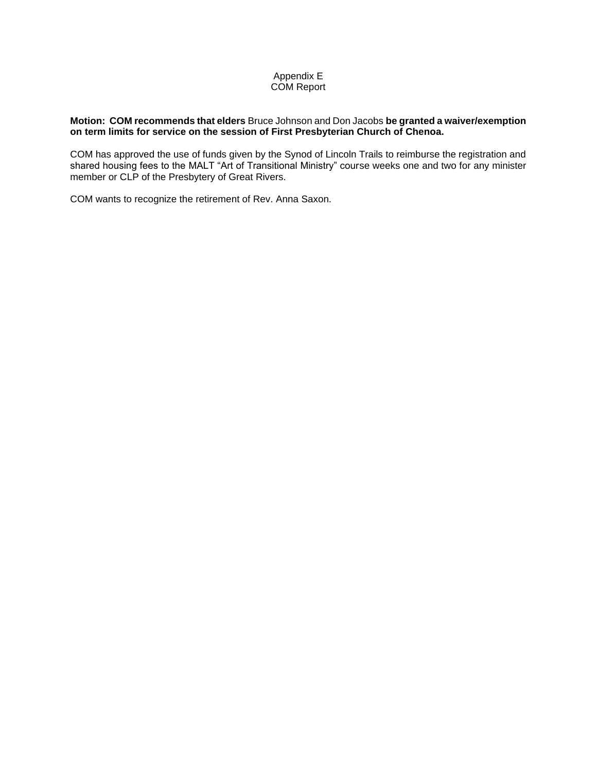Appendix E
COM Report

**Motion: COM recommends that elders** Bruce Johnson and Don Jacobs **be granted a waiver/exemption on term limits for service on the session of First Presbyterian Church of Chenoa.**

COM has approved the use of funds given by the Synod of Lincoln Trails to reimburse the registration and shared housing fees to the MALT "Art of Transitional Ministry" course weeks one and two for any minister member or CLP of the Presbytery of Great Rivers.

COM wants to recognize the retirement of Rev. Anna Saxon.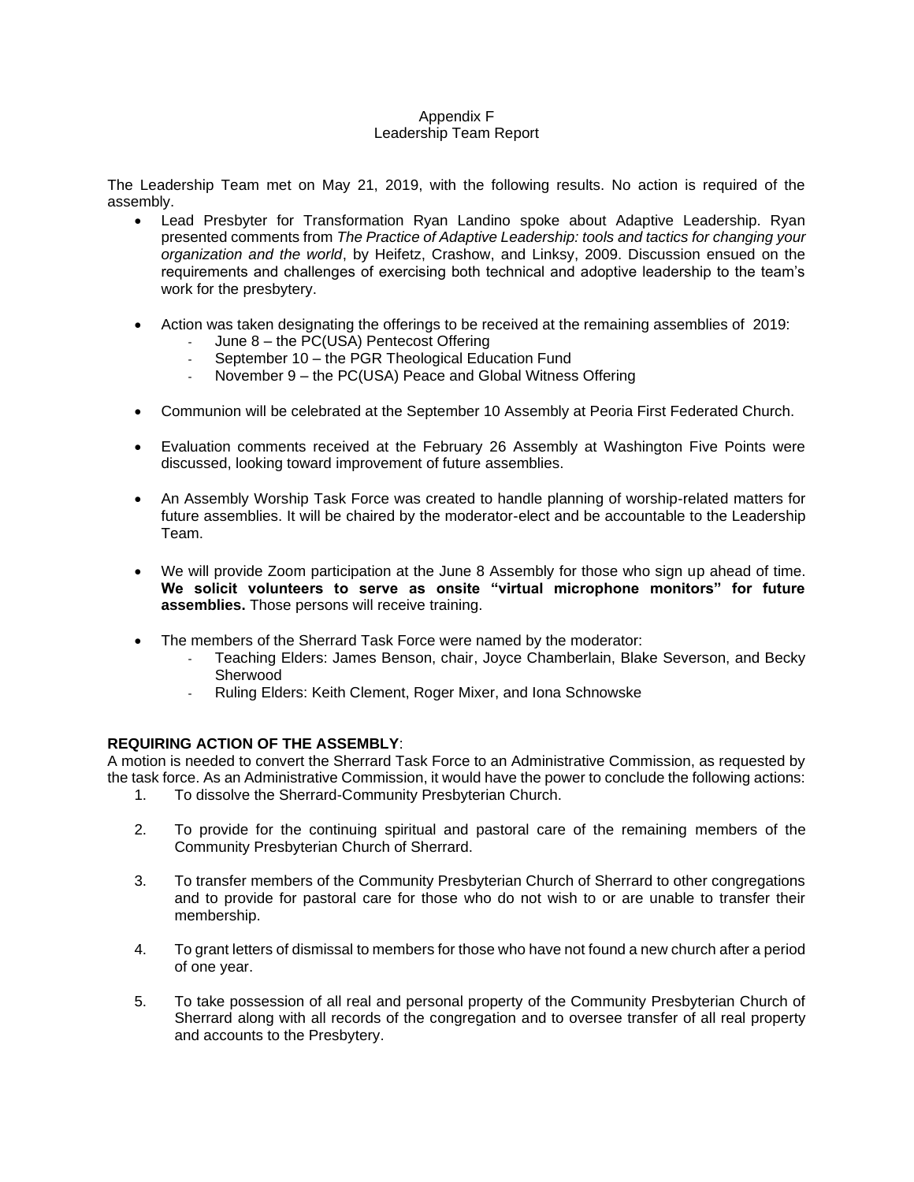Appendix F
Leadership Team Report

The Leadership Team met on May 21, 2019, with the following results. No action is required of the assembly.

- Lead Presbyter for Transformation Ryan Landino spoke about Adaptive Leadership. Ryan presented comments from *The Practice of Adaptive Leadership: tools and tactics for changing your organization and the world*, by Heifetz, Crashow, and Linksy, 2009. Discussion ensued on the requirements and challenges of exercising both technical and adoptive leadership to the team's work for the presbytery.

- Action was taken designating the offerings to be received at the remaining assemblies of 2019:
  - June 8 – the PC(USA) Pentecost Offering
  - September 10 – the PGR Theological Education Fund
  - November 9 – the PC(USA) Peace and Global Witness Offering

- Communion will be celebrated at the September 10 Assembly at Peoria First Federated Church.

- Evaluation comments received at the February 26 Assembly at Washington Five Points were discussed, looking toward improvement of future assemblies.

- An Assembly Worship Task Force was created to handle planning of worship-related matters for future assemblies. It will be chaired by the moderator-elect and be accountable to the Leadership Team.

- We will provide Zoom participation at the June 8 Assembly for those who sign up ahead of time. **We solicit volunteers to serve as onsite "virtual microphone monitors" for future assemblies.** Those persons will receive training.

- The members of the Sherrard Task Force were named by the moderator:
  - Teaching Elders: James Benson, chair, Joyce Chamberlain, Blake Severson, and Becky Sherwood
  - Ruling Elders: Keith Clement, Roger Mixer, and Iona Schnowske

**REQUIRING ACTION OF THE ASSEMBLY**:
A motion is needed to convert the Sherrard Task Force to an Administrative Commission, as requested by the task force. As an Administrative Commission, it would have the power to conclude the following actions:

1. To dissolve the Sherrard-Community Presbyterian Church.

2. To provide for the continuing spiritual and pastoral care of the remaining members of the Community Presbyterian Church of Sherrard.

3. To transfer members of the Community Presbyterian Church of Sherrard to other congregations and to provide for pastoral care for those who do not wish to or are unable to transfer their membership.

4. To grant letters of dismissal to members for those who have not found a new church after a period of one year.

5. To take possession of all real and personal property of the Community Presbyterian Church of Sherrard along with all records of the congregation and to oversee transfer of all real property and accounts to the Presbytery.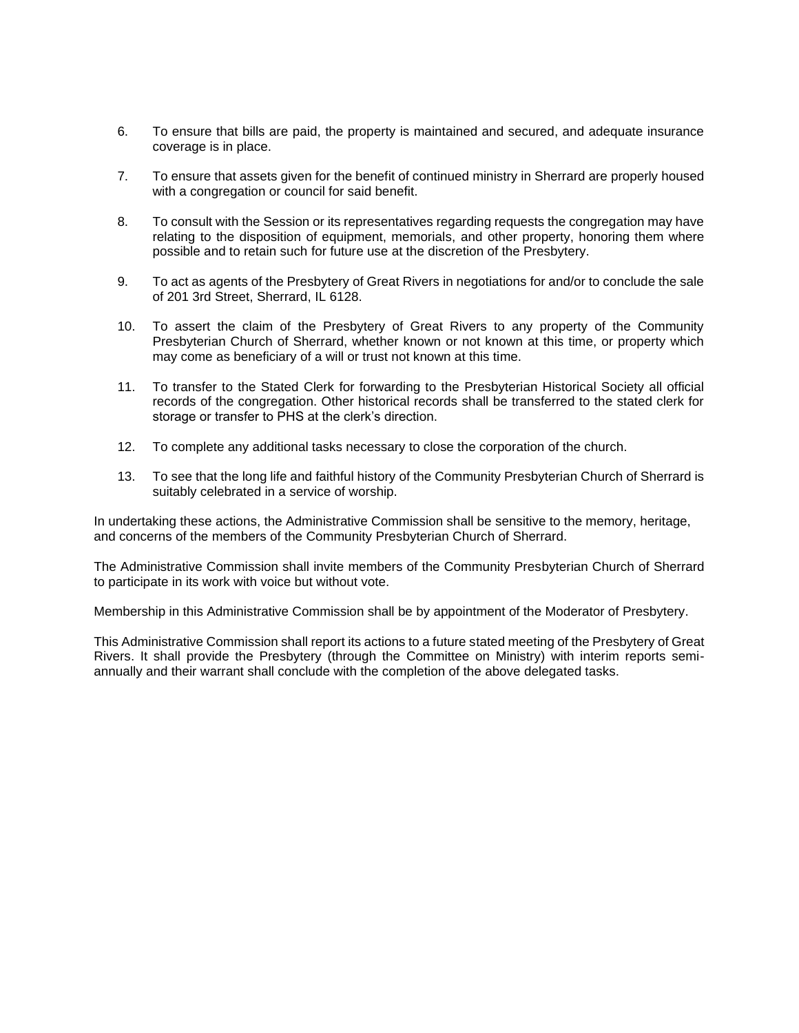6. To ensure that bills are paid, the property is maintained and secured, and adequate insurance coverage is in place.

7. To ensure that assets given for the benefit of continued ministry in Sherrard are properly housed with a congregation or council for said benefit.

8. To consult with the Session or its representatives regarding requests the congregation may have relating to the disposition of equipment, memorials, and other property, honoring them where possible and to retain such for future use at the discretion of the Presbytery.

9. To act as agents of the Presbytery of Great Rivers in negotiations for and/or to conclude the sale of 201 3rd Street, Sherrard, IL 6128.

10. To assert the claim of the Presbytery of Great Rivers to any property of the Community Presbyterian Church of Sherrard, whether known or not known at this time, or property which may come as beneficiary of a will or trust not known at this time.

11. To transfer to the Stated Clerk for forwarding to the Presbyterian Historical Society all official records of the congregation. Other historical records shall be transferred to the stated clerk for storage or transfer to PHS at the clerk's direction.

12. To complete any additional tasks necessary to close the corporation of the church.

13. To see that the long life and faithful history of the Community Presbyterian Church of Sherrard is suitably celebrated in a service of worship.

In undertaking these actions, the Administrative Commission shall be sensitive to the memory, heritage, and concerns of the members of the Community Presbyterian Church of Sherrard.

The Administrative Commission shall invite members of the Community Presbyterian Church of Sherrard to participate in its work with voice but without vote.

Membership in this Administrative Commission shall be by appointment of the Moderator of Presbytery.

This Administrative Commission shall report its actions to a future stated meeting of the Presbytery of Great Rivers. It shall provide the Presbytery (through the Committee on Ministry) with interim reports semi-annually and their warrant shall conclude with the completion of the above delegated tasks.